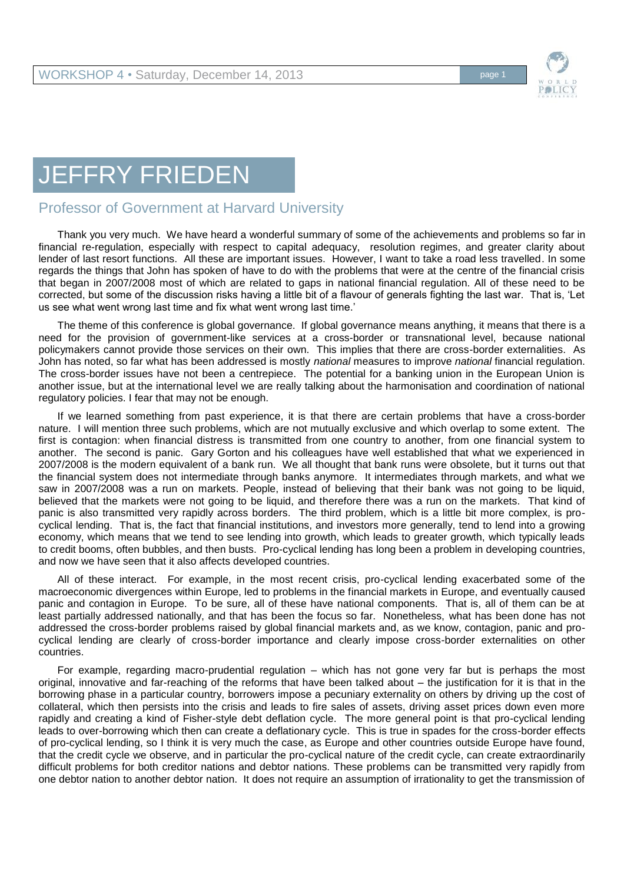# JEFFRY FRIEDEN

## Professor of Government at Harvard University

Thank you very much. We have heard a wonderful summary of some of the achievements and problems so far in financial re-regulation, especially with respect to capital adequacy, resolution regimes, and greater clarity about lender of last resort functions. All these are important issues. However, I want to take a road less travelled. In some regards the things that John has spoken of have to do with the problems that were at the centre of the financial crisis that began in 2007/2008 most of which are related to gaps in national financial regulation. All of these need to be corrected, but some of the discussion risks having a little bit of a flavour of generals fighting the last war. That is, 'Let us see what went wrong last time and fix what went wrong last time.'

The theme of this conference is global governance. If global governance means anything, it means that there is a need for the provision of government-like services at a cross-border or transnational level, because national policymakers cannot provide those services on their own. This implies that there are cross-border externalities. As John has noted, so far what has been addressed is mostly *national* measures to improve *national* financial regulation. The cross-border issues have not been a centrepiece. The potential for a banking union in the European Union is another issue, but at the international level we are really talking about the harmonisation and coordination of national regulatory policies. I fear that may not be enough.

If we learned something from past experience, it is that there are certain problems that have a cross-border nature. I will mention three such problems, which are not mutually exclusive and which overlap to some extent. The first is contagion: when financial distress is transmitted from one country to another, from one financial system to another. The second is panic. Gary Gorton and his colleagues have well established that what we experienced in 2007/2008 is the modern equivalent of a bank run. We all thought that bank runs were obsolete, but it turns out that the financial system does not intermediate through banks anymore. It intermediates through markets, and what we saw in 2007/2008 was a run on markets. People, instead of believing that their bank was not going to be liquid, believed that the markets were not going to be liquid, and therefore there was a run on the markets. That kind of panic is also transmitted very rapidly across borders. The third problem, which is a little bit more complex, is pro-cyclical lending. That is, the fact that financial institutions, and investors more generally, tend to lend into a growing economy, which means that we tend to see lending into growth, which leads to greater growth, which typically leads to credit booms, often bubbles, and then busts. Pro-cyclical lending has long been a problem in developing countries, and now we have seen that it also affects developed countries.

All of these interact. For example, in the most recent crisis, pro-cyclical lending exacerbated some of the macroeconomic divergences within Europe, led to problems in the financial markets in Europe, and eventually caused panic and contagion in Europe. To be sure, all of these have national components. That is, all of them can be at least partially addressed nationally, and that has been the focus so far. Nonetheless, what has been done has not addressed the cross-border problems raised by global financial markets and, as we know, contagion, panic and pro-cyclical lending are clearly of cross-border importance and clearly impose cross-border externalities on other countries.

For example, regarding macro-prudential regulation – which has not gone very far but is perhaps the most original, innovative and far-reaching of the reforms that have been talked about – the justification for it is that in the borrowing phase in a particular country, borrowers impose a pecuniary externality on others by driving up the cost of collateral, which then persists into the crisis and leads to fire sales of assets, driving asset prices down even more rapidly and creating a kind of Fisher-style debt deflation cycle. The more general point is that pro-cyclical lending leads to over-borrowing which then can create a deflationary cycle. This is true in spades for the cross-border effects of pro-cyclical lending, so I think it is very much the case, as Europe and other countries outside Europe have found, that the credit cycle we observe, and in particular the pro-cyclical nature of the credit cycle, can create extraordinarily difficult problems for both creditor nations and debtor nations. These problems can be transmitted very rapidly from one debtor nation to another debtor nation. It does not require an assumption of irrationality to get the transmission of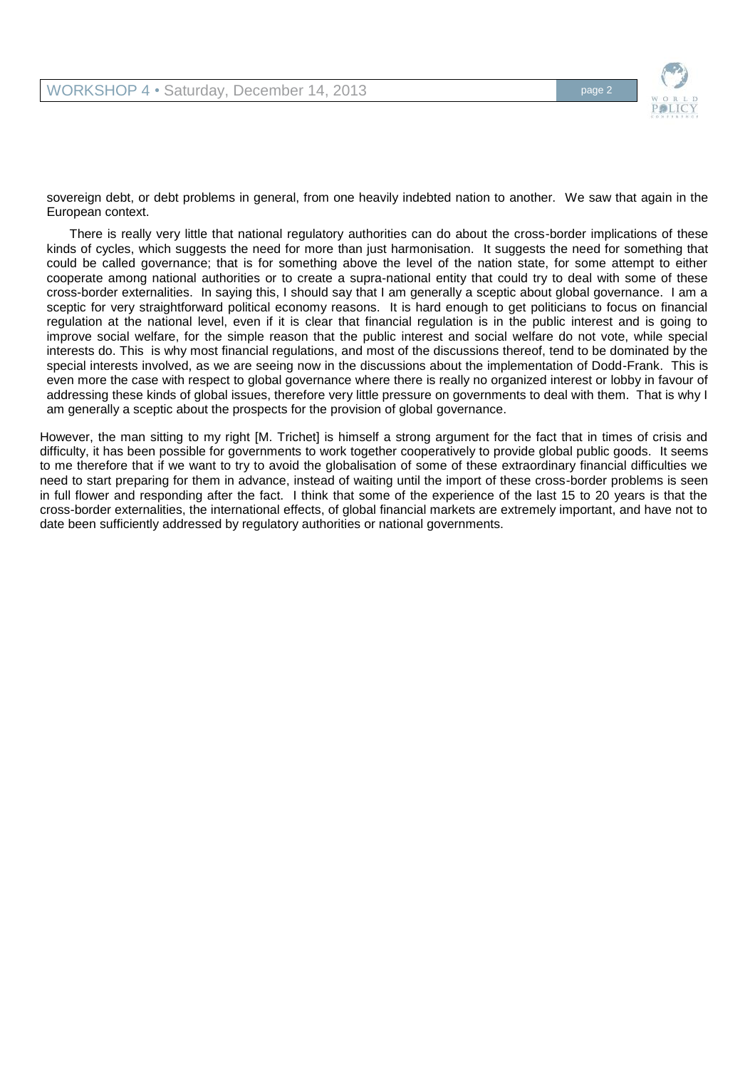sovereign debt, or debt problems in general, from one heavily indebted nation to another. We saw that again in the European context.

There is really very little that national regulatory authorities can do about the cross-border implications of these kinds of cycles, which suggests the need for more than just harmonisation. It suggests the need for something that could be called governance; that is for something above the level of the nation state, for some attempt to either cooperate among national authorities or to create a supra-national entity that could try to deal with some of these cross-border externalities. In saying this, I should say that I am generally a sceptic about global governance. I am a sceptic for very straightforward political economy reasons. It is hard enough to get politicians to focus on financial regulation at the national level, even if it is clear that financial regulation is in the public interest and is going to improve social welfare, for the simple reason that the public interest and social welfare do not vote, while special interests do. This is why most financial regulations, and most of the discussions thereof, tend to be dominated by the special interests involved, as we are seeing now in the discussions about the implementation of Dodd-Frank. This is even more the case with respect to global governance where there is really no organized interest or lobby in favour of addressing these kinds of global issues, therefore very little pressure on governments to deal with them. That is why I am generally a sceptic about the prospects for the provision of global governance.

However, the man sitting to my right [M. Trichet] is himself a strong argument for the fact that in times of crisis and difficulty, it has been possible for governments to work together cooperatively to provide global public goods. It seems to me therefore that if we want to try to avoid the globalisation of some of these extraordinary financial difficulties we need to start preparing for them in advance, instead of waiting until the import of these cross-border problems is seen in full flower and responding after the fact. I think that some of the experience of the last 15 to 20 years is that the cross-border externalities, the international effects, of global financial markets are extremely important, and have not to date been sufficiently addressed by regulatory authorities or national governments.